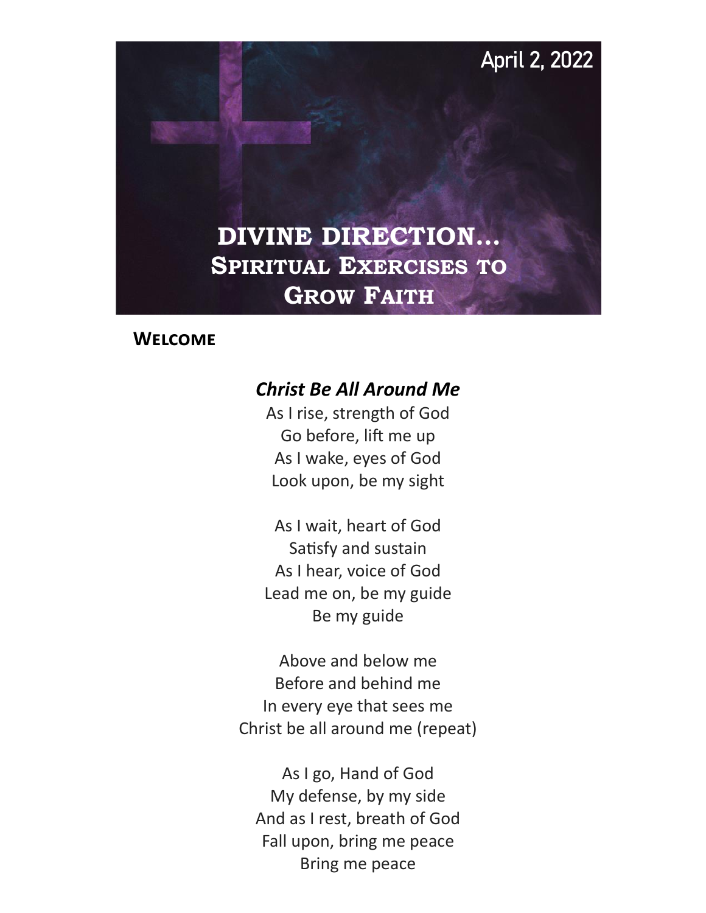April 2, 2022

# DIVINE DIRECTION…
## Spiritual Exercises to Grow Faith

**Welcome**

***Christ Be All Around Me***

As I rise, strength of God
Go before, lift me up
As I wake, eyes of God
Look upon, be my sight

As I wait, heart of God
Satisfy and sustain
As I hear, voice of God
Lead me on, be my guide
Be my guide

Above and below me
Before and behind me
In every eye that sees me
Christ be all around me (repeat)

As I go, Hand of God
My defense, by my side
And as I rest, breath of God
Fall upon, bring me peace
Bring me peace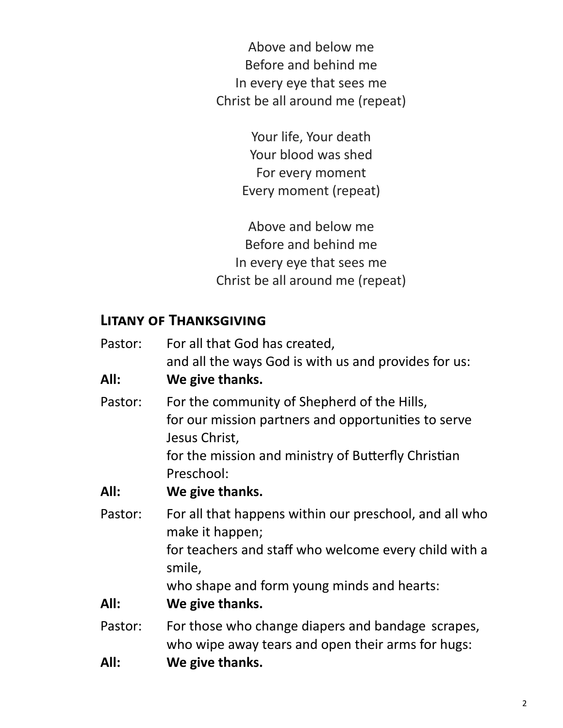Above and below me  
Before and behind me  
In every eye that sees me  
Christ be all around me (repeat)

Your life, Your death  
Your blood was shed  
For every moment  
Every moment (repeat)

Above and below me  
Before and behind me  
In every eye that sees me  
Christ be all around me (repeat)

## Litany of Thanksgiving

Pastor: For all that God has created,  
and all the ways God is with us and provides for us:

**All: We give thanks.**

Pastor: For the community of Shepherd of the Hills,  
for our mission partners and opportunities to serve Jesus Christ,  
for the mission and ministry of Butterfly Christian Preschool:

**All: We give thanks.**

Pastor: For all that happens within our preschool, and all who make it happen;  
for teachers and staff who welcome every child with a smile,  
who shape and form young minds and hearts:

**All: We give thanks.**

Pastor: For those who change diapers and bandage scrapes,  
who wipe away tears and open their arms for hugs:

**All: We give thanks.**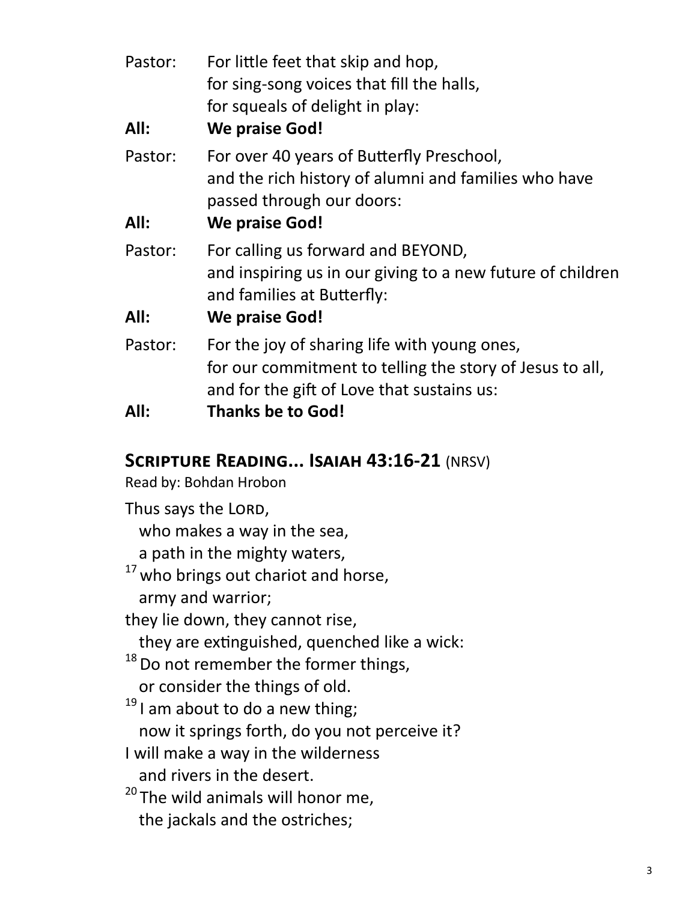Pastor: For little feet that skip and hop,
for sing-song voices that fill the halls,
for squeals of delight in play:

**All: We praise God!**

Pastor: For over 40 years of Butterfly Preschool,
and the rich history of alumni and families who have passed through our doors:

**All: We praise God!**

Pastor: For calling us forward and BEYOND,
and inspiring us in our giving to a new future of children and families at Butterfly:

**All: We praise God!**

Pastor: For the joy of sharing life with young ones,
for our commitment to telling the story of Jesus to all,
and for the gift of Love that sustains us:

**All: Thanks be to God!**

## Scripture Reading... Isaiah 43:16-21 (NRSV)

Read by: Bohdan Hrobon

Thus says the LORD,
who makes a way in the sea,
a path in the mighty waters,
[17] who brings out chariot and horse,
army and warrior;
they lie down, they cannot rise,
they are extinguished, quenched like a wick:
[18] Do not remember the former things,
or consider the things of old.
[19] I am about to do a new thing;
now it springs forth, do you not perceive it?
I will make a way in the wilderness
and rivers in the desert.
[20] The wild animals will honor me,
the jackals and the ostriches;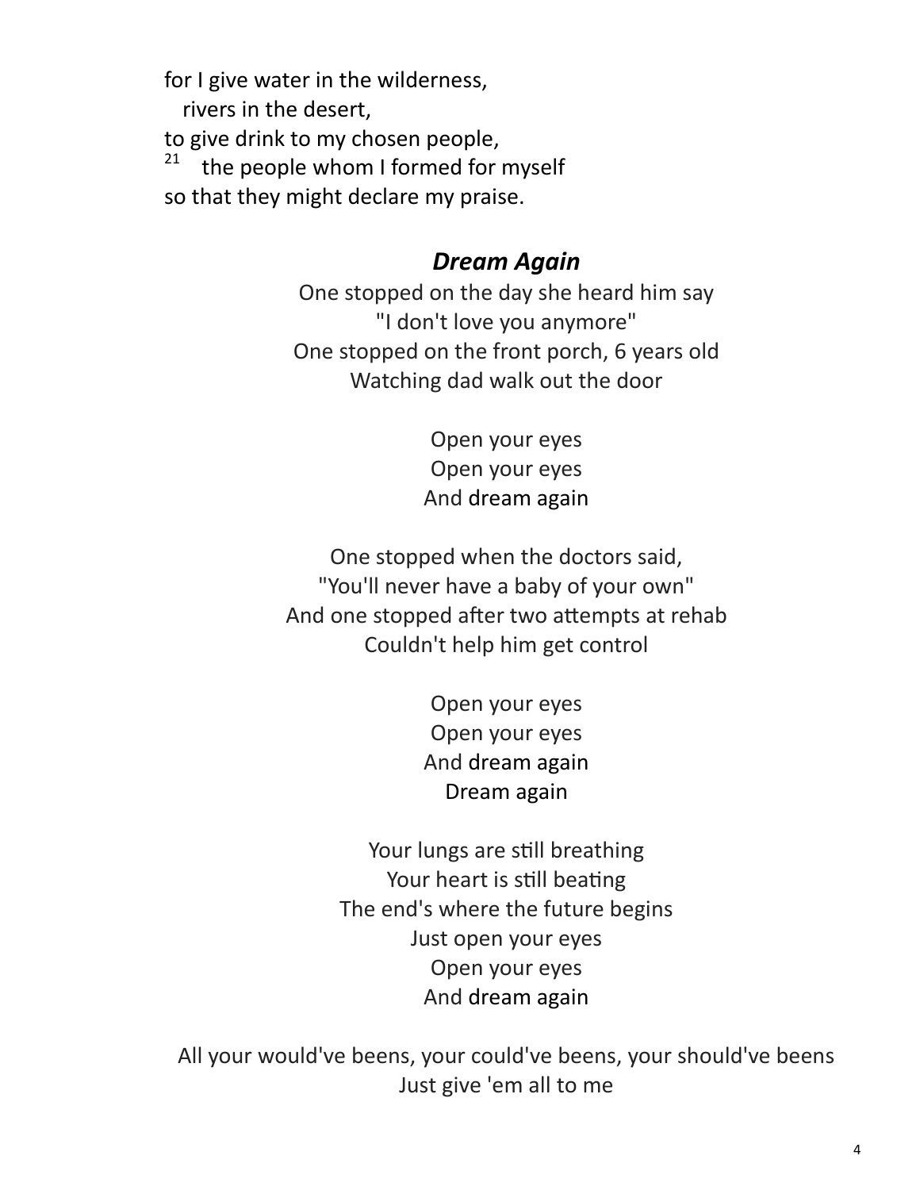for I give water in the wilderness,  
   rivers in the desert,  
to give drink to my chosen people,  
[21]   the people whom I formed for myself  
so that they might declare my praise.

### ***Dream Again***

One stopped on the day she heard him say  
"I don't love you anymore"  
One stopped on the front porch, 6 years old  
Watching dad walk out the door

Open your eyes  
Open your eyes  
And dream again

One stopped when the doctors said,  
"You'll never have a baby of your own"  
And one stopped after two attempts at rehab  
Couldn't help him get control

Open your eyes  
Open your eyes  
And dream again  
Dream again

Your lungs are still breathing  
Your heart is still beating  
The end's where the future begins  
Just open your eyes  
Open your eyes  
And dream again

All your would've beens, your could've beens, your should've beens  
Just give 'em all to me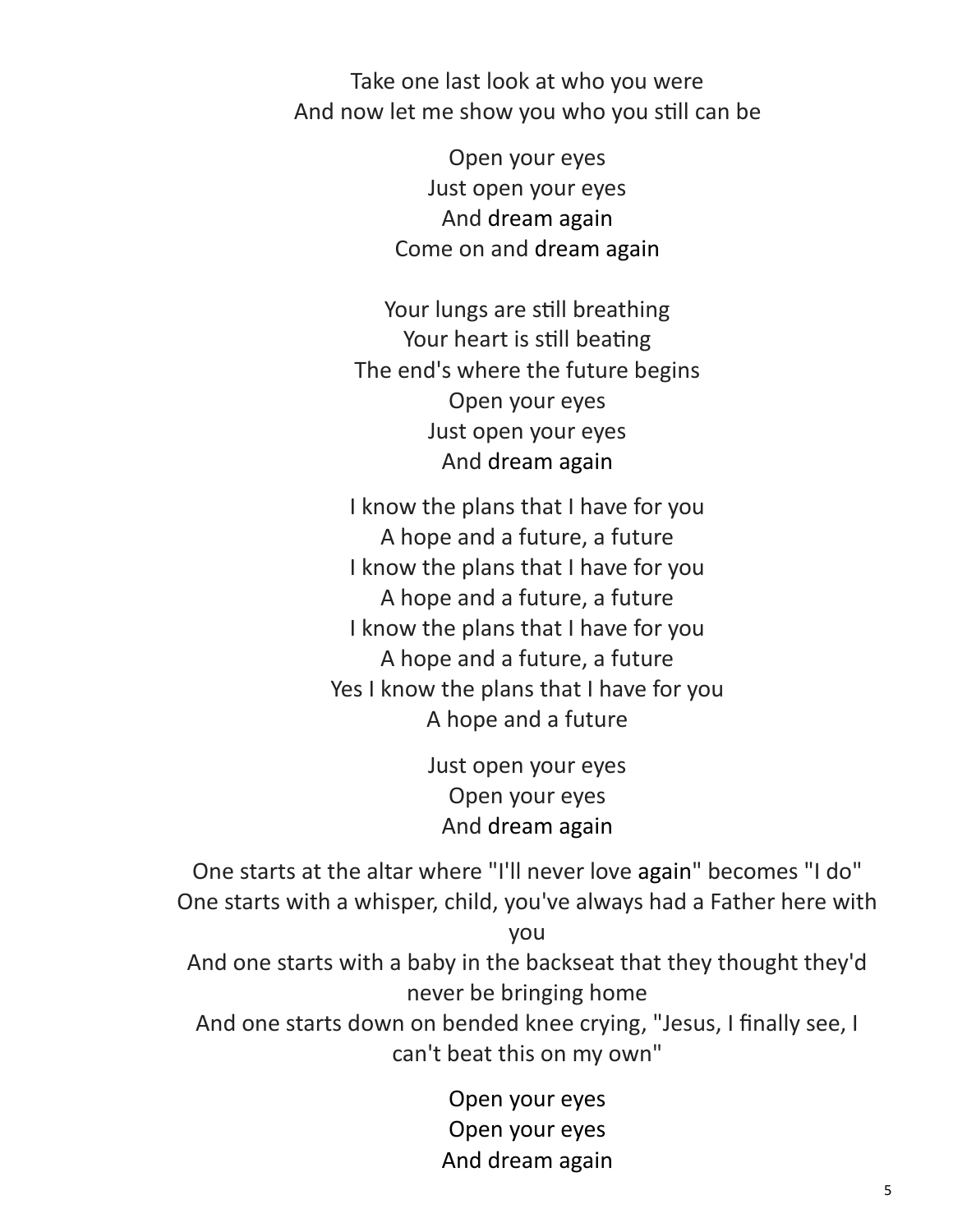Take one last look at who you were
And now let me show you who you still can be

Open your eyes
Just open your eyes
And dream again
Come on and dream again

Your lungs are still breathing
Your heart is still beating
The end's where the future begins
Open your eyes
Just open your eyes
And dream again

I know the plans that I have for you
A hope and a future, a future
I know the plans that I have for you
A hope and a future, a future
I know the plans that I have for you
A hope and a future, a future
Yes I know the plans that I have for you
A hope and a future

Just open your eyes
Open your eyes
And dream again

One starts at the altar where "I'll never love again" becomes "I do"
One starts with a whisper, child, you've always had a Father here with you
And one starts with a baby in the backseat that they thought they'd never be bringing home
And one starts down on bended knee crying, "Jesus, I finally see, I can't beat this on my own"

Open your eyes
Open your eyes
And dream again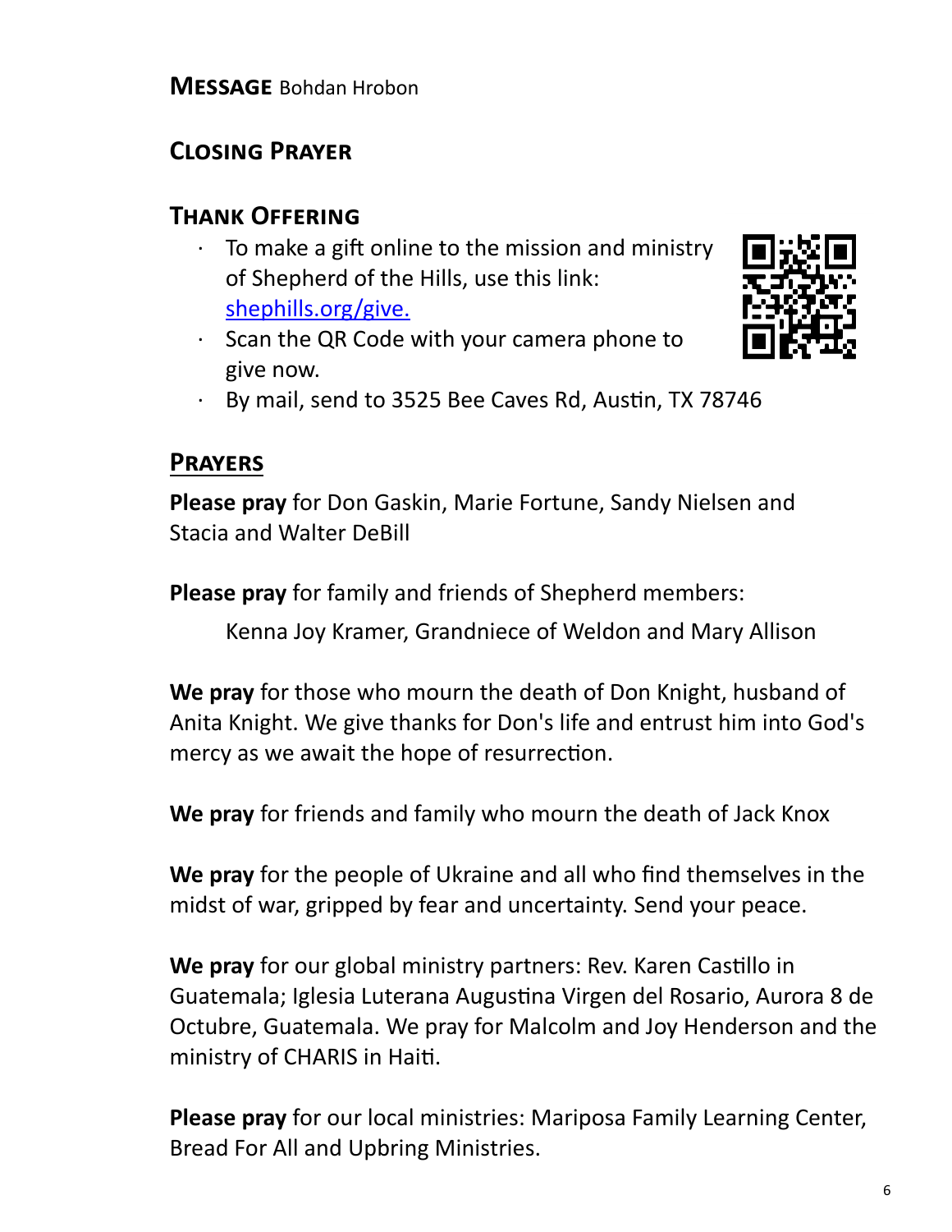**Message** Bohdan Hrobon

## Closing Prayer

## Thank Offering

- To make a gift online to the mission and ministry of Shepherd of the Hills, use this link: [shephills.org/give.](https://shephills.org/give)
- Scan the QR Code with your camera phone to give now.
- By mail, send to 3525 Bee Caves Rd, Austin, TX 78746

## Prayers

**Please pray** for Don Gaskin, Marie Fortune, Sandy Nielsen and Stacia and Walter DeBill

**Please pray** for family and friends of Shepherd members:

Kenna Joy Kramer, Grandniece of Weldon and Mary Allison

**We pray** for those who mourn the death of Don Knight, husband of Anita Knight. We give thanks for Don's life and entrust him into God's mercy as we await the hope of resurrection.

**We pray** for friends and family who mourn the death of Jack Knox

**We pray** for the people of Ukraine and all who find themselves in the midst of war, gripped by fear and uncertainty. Send your peace.

**We pray** for our global ministry partners: Rev. Karen Castillo in Guatemala; Iglesia Luterana Augustina Virgen del Rosario, Aurora 8 de Octubre, Guatemala. We pray for Malcolm and Joy Henderson and the ministry of CHARIS in Haiti.

**Please pray** for our local ministries: Mariposa Family Learning Center, Bread For All and Upbring Ministries.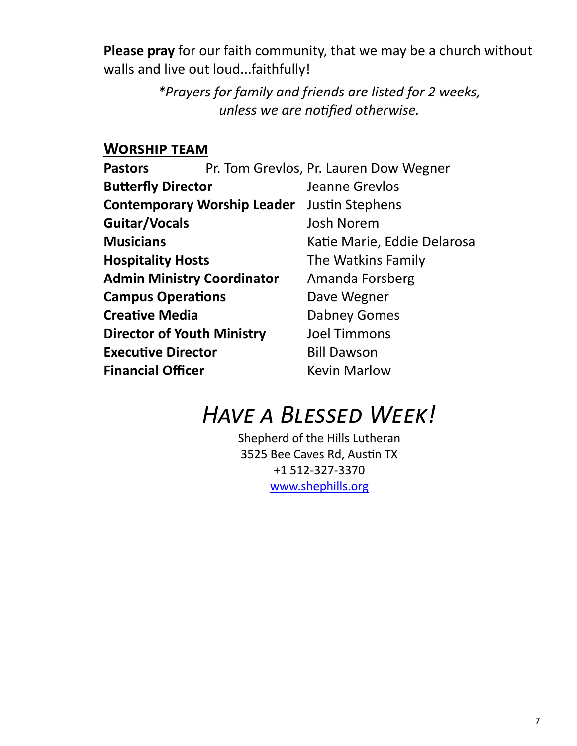**Please pray** for our faith community, that we may be a church without walls and live out loud...faithfully!

*\*Prayers for family and friends are listed for 2 weeks, unless we are notified otherwise.*

## Worship team

| | |
|---|---|
| **Pastors** | Pr. Tom Grevlos, Pr. Lauren Dow Wegner |
| **Butterfly Director** | Jeanne Grevlos |
| **Contemporary Worship Leader** | Justin Stephens |
| **Guitar/Vocals** | Josh Norem |
| **Musicians** | Katie Marie, Eddie Delarosa |
| **Hospitality Hosts** | The Watkins Family |
| **Admin Ministry Coordinator** | Amanda Forsberg |
| **Campus Operations** | Dave Wegner |
| **Creative Media** | Dabney Gomes |
| **Director of Youth Ministry** | Joel Timmons |
| **Executive Director** | Bill Dawson |
| **Financial Officer** | Kevin Marlow |

# *Have a Blessed Week!*

Shepherd of the Hills Lutheran
3525 Bee Caves Rd, Austin TX
+1 512-327-3370
[www.shephills.org](http://www.shephills.org)